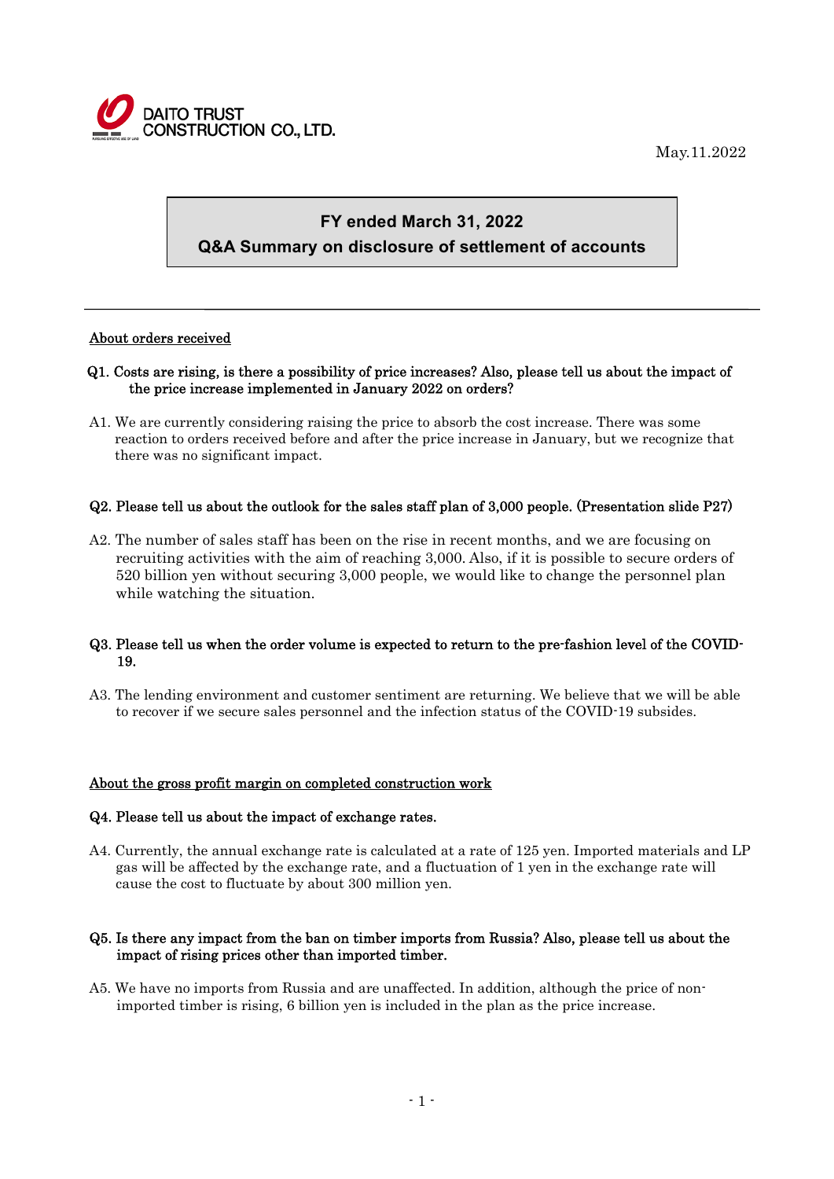DAITO TRUST CONSTRUCTION CO., LTD.

May.11.2022

# FY ended March 31, 2022
# Q&A Summary on disclosure of settlement of accounts

---

## About orders received

**Q1. Costs are rising, is there a possibility of price increases? Also, please tell us about the impact of the price increase implemented in January 2022 on orders?**

A1. We are currently considering raising the price to absorb the cost increase. There was some reaction to orders received before and after the price increase in January, but we recognize that there was no significant impact.

**Q2. Please tell us about the outlook for the sales staff plan of 3,000 people. (Presentation slide P27)**

A2. The number of sales staff has been on the rise in recent months, and we are focusing on recruiting activities with the aim of reaching 3,000. Also, if it is possible to secure orders of 520 billion yen without securing 3,000 people, we would like to change the personnel plan while watching the situation.

**Q3. Please tell us when the order volume is expected to return to the pre-fashion level of the COVID-19.**

A3. The lending environment and customer sentiment are returning. We believe that we will be able to recover if we secure sales personnel and the infection status of the COVID-19 subsides.

## About the gross profit margin on completed construction work

**Q4. Please tell us about the impact of exchange rates.**

A4. Currently, the annual exchange rate is calculated at a rate of 125 yen. Imported materials and LP gas will be affected by the exchange rate, and a fluctuation of 1 yen in the exchange rate will cause the cost to fluctuate by about 300 million yen.

**Q5. Is there any impact from the ban on timber imports from Russia? Also, please tell us about the impact of rising prices other than imported timber.**

A5. We have no imports from Russia and are unaffected. In addition, although the price of non-imported timber is rising, 6 billion yen is included in the plan as the price increase.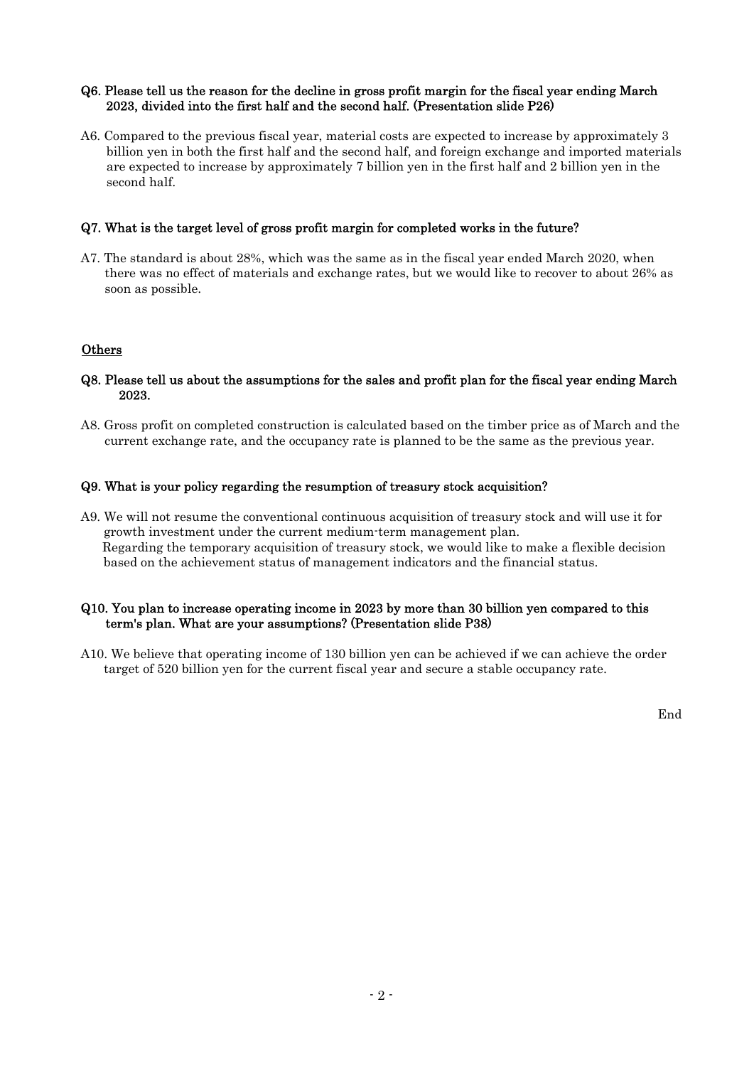**Q6. Please tell us the reason for the decline in gross profit margin for the fiscal year ending March 2023, divided into the first half and the second half. (Presentation slide P26)**

A6. Compared to the previous fiscal year, material costs are expected to increase by approximately 3 billion yen in both the first half and the second half, and foreign exchange and imported materials are expected to increase by approximately 7 billion yen in the first half and 2 billion yen in the second half.

**Q7. What is the target level of gross profit margin for completed works in the future?**

A7. The standard is about 28%, which was the same as in the fiscal year ended March 2020, when there was no effect of materials and exchange rates, but we would like to recover to about 26% as soon as possible.

## Others

**Q8. Please tell us about the assumptions for the sales and profit plan for the fiscal year ending March 2023.**

A8. Gross profit on completed construction is calculated based on the timber price as of March and the current exchange rate, and the occupancy rate is planned to be the same as the previous year.

**Q9. What is your policy regarding the resumption of treasury stock acquisition?**

A9. We will not resume the conventional continuous acquisition of treasury stock and will use it for growth investment under the current medium-term management plan.
Regarding the temporary acquisition of treasury stock, we would like to make a flexible decision based on the achievement status of management indicators and the financial status.

**Q10. You plan to increase operating income in 2023 by more than 30 billion yen compared to this term's plan. What are your assumptions? (Presentation slide P38)**

A10. We believe that operating income of 130 billion yen can be achieved if we can achieve the order target of 520 billion yen for the current fiscal year and secure a stable occupancy rate.

End